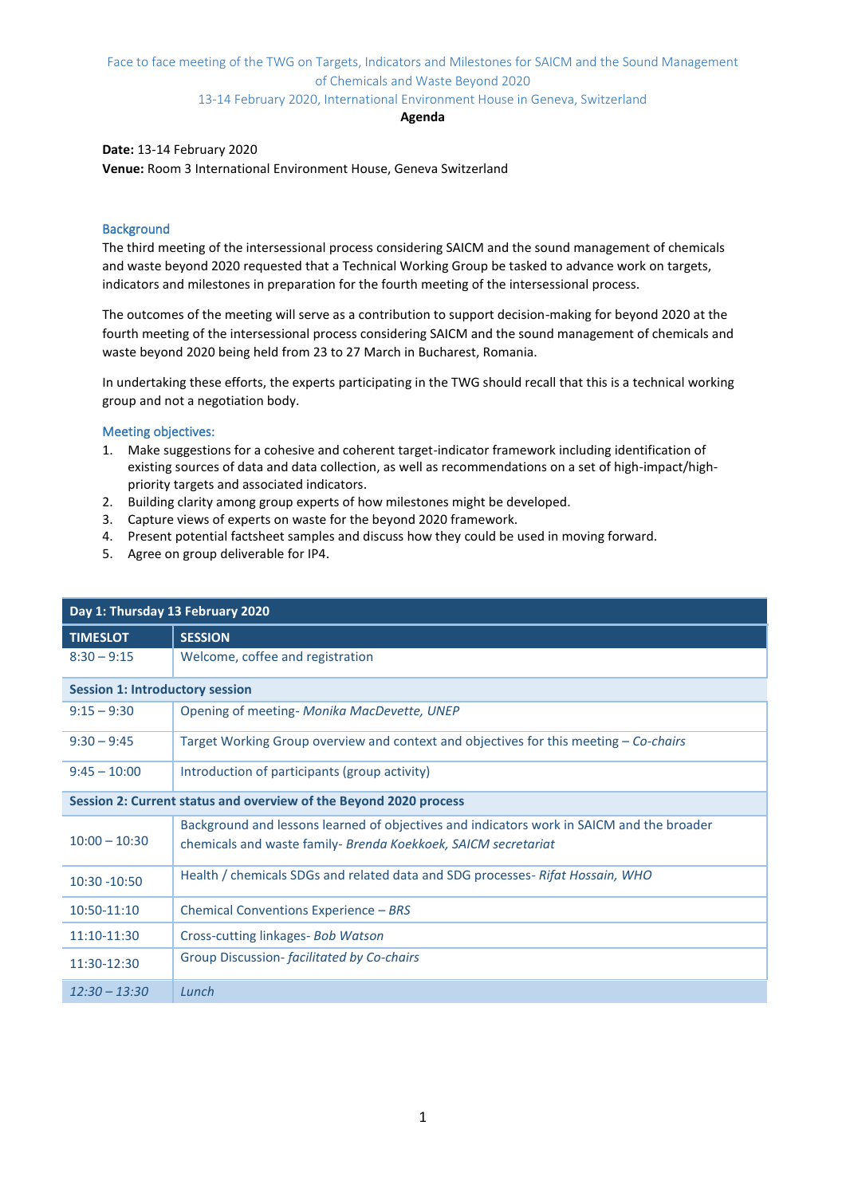Face to face meeting of the TWG on Targets, Indicators and Milestones for SAICM and the Sound Management of Chemicals and Waste Beyond 2020

13-14 February 2020, International Environment House in Geneva, Switzerland

**Agenda**

**Date:** 13-14 February 2020

**Venue:** Room 3 International Environment House, Geneva Switzerland

## Background

The third meeting of the intersessional process considering SAICM and the sound management of chemicals and waste beyond 2020 requested that a Technical Working Group be tasked to advance work on targets, indicators and milestones in preparation for the fourth meeting of the intersessional process.

The outcomes of the meeting will serve as a contribution to support decision-making for beyond 2020 at the fourth meeting of the intersessional process considering SAICM and the sound management of chemicals and waste beyond 2020 being held from 23 to 27 March in Bucharest, Romania.

In undertaking these efforts, the experts participating in the TWG should recall that this is a technical working group and not a negotiation body.

## Meeting objectives:

1. Make suggestions for a cohesive and coherent target-indicator framework including identification of existing sources of data and data collection, as well as recommendations on a set of high-impact/high-priority targets and associated indicators.
2. Building clarity among group experts of how milestones might be developed.
3. Capture views of experts on waste for the beyond 2020 framework.
4. Present potential factsheet samples and discuss how they could be used in moving forward.
5. Agree on group deliverable for IP4.

| **Day 1: Thursday 13 February 2020** | |
|---|---|
| **TIMESLOT** | **SESSION** |
| 8:30 – 9:15 | Welcome, coffee and registration |
| **Session 1: Introductory session** | |
| 9:15 – 9:30 | Opening of meeting- *Monika MacDevette, UNEP* |
| 9:30 – 9:45 | Target Working Group overview and context and objectives for this meeting – *Co-chairs* |
| 9:45 – 10:00 | Introduction of participants (group activity) |
| **Session 2: Current status and overview of the Beyond 2020 process** | |
| 10:00 – 10:30 | Background and lessons learned of objectives and indicators work in SAICM and the broader chemicals and waste family- *Brenda Koekkoek, SAICM secretariat* |
| 10:30 -10:50 | Health / chemicals SDGs and related data and SDG processes- *Rifat Hossain, WHO* |
| 10:50-11:10 | Chemical Conventions Experience – *BRS* |
| 11:10-11:30 | Cross-cutting linkages- *Bob Watson* |
| 11:30-12:30 | Group Discussion- *facilitated by Co-chairs* |
| *12:30 – 13:30* | *Lunch* |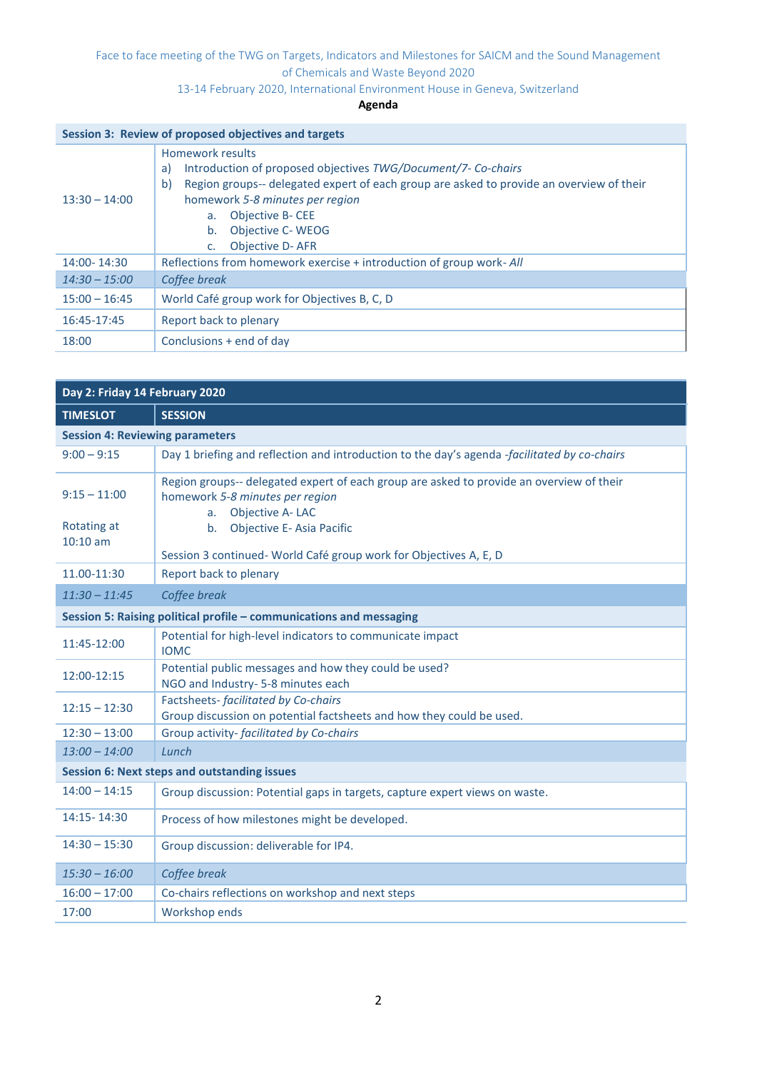Face to face meeting of the TWG on Targets, Indicators and Milestones for SAICM and the Sound Management of Chemicals and Waste Beyond 2020

13-14 February 2020, International Environment House in Geneva, Switzerland

**Agenda**

| | |
|---|---|
| **Session 3: Review of proposed objectives and targets** | |
| 13:30 – 14:00 | Homework results<br>a) Introduction of proposed objectives *TWG/Document/7- Co-chairs*<br>b) Region groups-- delegated expert of each group are asked to provide an overview of their homework *5-8 minutes per region*<br>a. Objective B- CEE<br>b. Objective C- WEOG<br>c. Objective D- AFR |
| 14:00- 14:30 | Reflections from homework exercise + introduction of group work- *All* |
| *14:30 – 15:00* | *Coffee break* |
| 15:00 – 16:45 | World Café group work for Objectives B, C, D |
| 16:45-17:45 | Report back to plenary |
| 18:00 | Conclusions + end of day |

| **Day 2: Friday 14 February 2020** | |
|---|---|
| **TIMESLOT** | **SESSION** |
| **Session 4: Reviewing parameters** | |
| 9:00 – 9:15 | Day 1 briefing and reflection and introduction to the day's agenda *-facilitated by co-chairs* |
| 9:15 – 11:00<br><br>Rotating at 10:10 am | Region groups-- delegated expert of each group are asked to provide an overview of their homework *5-8 minutes per region*<br>a. Objective A- LAC<br>b. Objective E- Asia Pacific<br><br>Session 3 continued- World Café group work for Objectives A, E, D |
| 11.00-11:30 | Report back to plenary |
| *11:30 – 11:45* | *Coffee break* |
| **Session 5: Raising political profile – communications and messaging** | |
| 11:45-12:00 | Potential for high-level indicators to communicate impact<br>IOMC |
| 12:00-12:15 | Potential public messages and how they could be used?<br>NGO and Industry- 5-8 minutes each |
| 12:15 – 12:30 | Factsheets- *facilitated by Co-chairs*<br>Group discussion on potential factsheets and how they could be used. |
| 12:30 – 13:00 | Group activity- *facilitated by Co-chairs* |
| *13:00 – 14:00* | *Lunch* |
| **Session 6: Next steps and outstanding issues** | |
| 14:00 – 14:15 | Group discussion: Potential gaps in targets, capture expert views on waste. |
| 14:15- 14:30 | Process of how milestones might be developed. |
| 14:30 – 15:30 | Group discussion: deliverable for IP4. |
| *15:30 – 16:00* | *Coffee break* |
| 16:00 – 17:00 | Co-chairs reflections on workshop and next steps |
| 17:00 | Workshop ends |